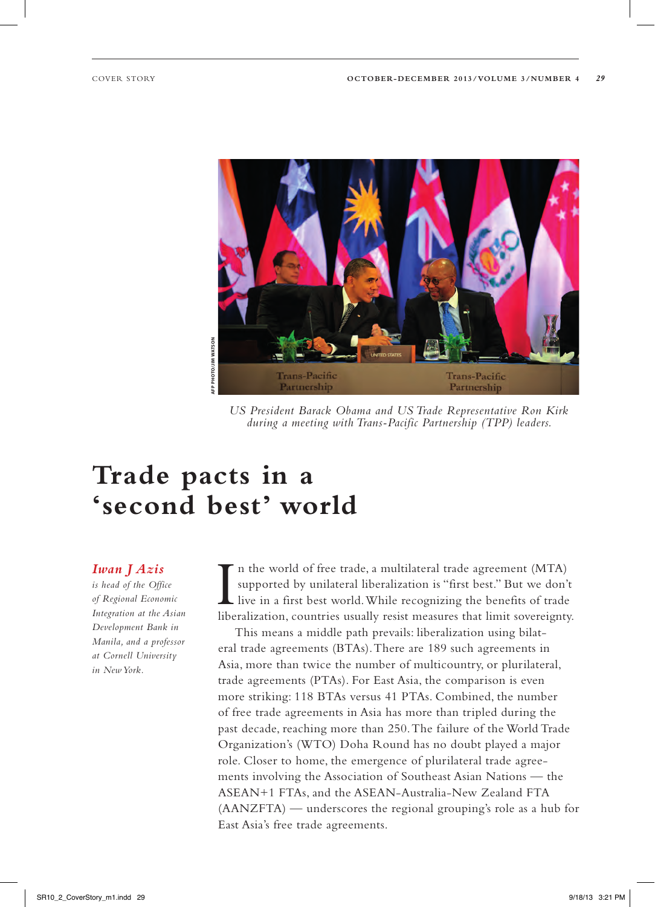US President Barack Obama and US Trade Representative Ron Kirk during a meeting with Trans-Pacific Partnership (TPP) leaders.

# Trade pacts in a ‘second best’ world

***Iwan J Azis*** *is head of the Office of Regional Economic Integration at the Asian Development Bank in Manila, and a professor at Cornell University in New York.*

In the world of free trade, a multilateral trade agreement (MTA) supported by unilateral liberalization is “first best.” But we don’t live in a first best world. While recognizing the benefits of trade liberalization, countries usually resist measures that limit sovereignty.

This means a middle path prevails: liberalization using bilateral trade agreements (BTAs). There are 189 such agreements in Asia, more than twice the number of multicountry, or plurilateral, trade agreements (PTAs). For East Asia, the comparison is even more striking: 118 BTAs versus 41 PTAs. Combined, the number of free trade agreements in Asia has more than tripled during the past decade, reaching more than 250. The failure of the World Trade Organization’s (WTO) Doha Round has no doubt played a major role. Closer to home, the emergence of plurilateral trade agreements involving the Association of Southeast Asian Nations — the ASEAN+1 FTAs, and the ASEAN-Australia-New Zealand FTA (AANZFTA) — underscores the regional grouping’s role as a hub for East Asia’s free trade agreements.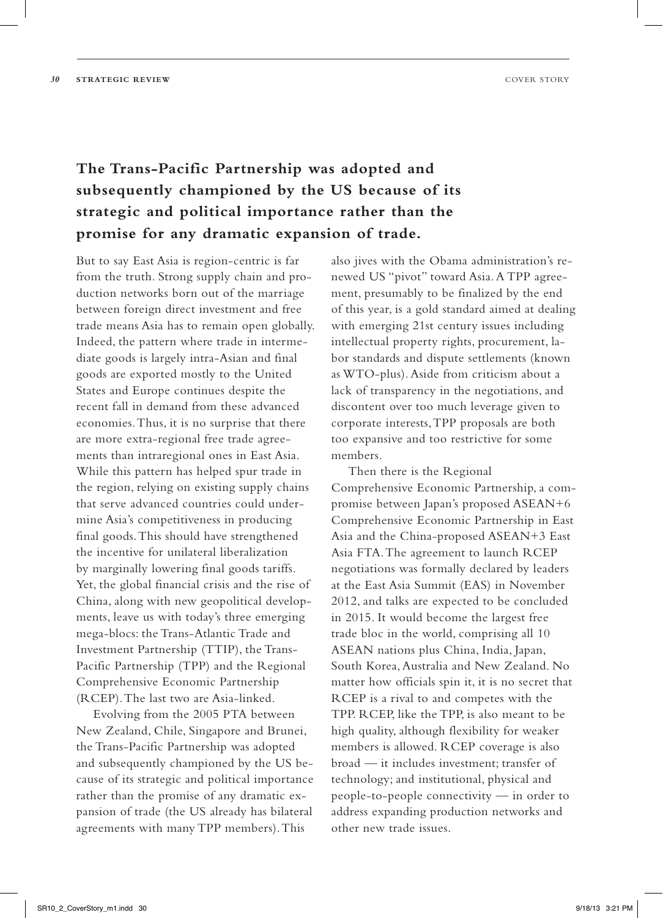**The Trans-Pacific Partnership was adopted and subsequently championed by the US because of its strategic and political importance rather than the promise for any dramatic expansion of trade.**

But to say East Asia is region-centric is far from the truth. Strong supply chain and production networks born out of the marriage between foreign direct investment and free trade means Asia has to remain open globally. Indeed, the pattern where trade in intermediate goods is largely intra-Asian and final goods are exported mostly to the United States and Europe continues despite the recent fall in demand from these advanced economies. Thus, it is no surprise that there are more extra-regional free trade agreements than intraregional ones in East Asia. While this pattern has helped spur trade in the region, relying on existing supply chains that serve advanced countries could undermine Asia's competitiveness in producing final goods. This should have strengthened the incentive for unilateral liberalization by marginally lowering final goods tariffs. Yet, the global financial crisis and the rise of China, along with new geopolitical developments, leave us with today's three emerging mega-blocs: the Trans-Atlantic Trade and Investment Partnership (TTIP), the Trans-Pacific Partnership (TPP) and the Regional Comprehensive Economic Partnership (RCEP). The last two are Asia-linked.

Evolving from the 2005 PTA between New Zealand, Chile, Singapore and Brunei, the Trans-Pacific Partnership was adopted and subsequently championed by the US because of its strategic and political importance rather than the promise of any dramatic expansion of trade (the US already has bilateral agreements with many TPP members). This also jives with the Obama administration's renewed US "pivot" toward Asia. A TPP agreement, presumably to be finalized by the end of this year, is a gold standard aimed at dealing with emerging 21st century issues including intellectual property rights, procurement, labor standards and dispute settlements (known as WTO-plus). Aside from criticism about a lack of transparency in the negotiations, and discontent over too much leverage given to corporate interests, TPP proposals are both too expansive and too restrictive for some members.

Then there is the Regional Comprehensive Economic Partnership, a compromise between Japan's proposed ASEAN+6 Comprehensive Economic Partnership in East Asia and the China-proposed ASEAN+3 East Asia FTA. The agreement to launch RCEP negotiations was formally declared by leaders at the East Asia Summit (EAS) in November 2012, and talks are expected to be concluded in 2015. It would become the largest free trade bloc in the world, comprising all 10 ASEAN nations plus China, India, Japan, South Korea, Australia and New Zealand. No matter how officials spin it, it is no secret that RCEP is a rival to and competes with the TPP. RCEP, like the TPP, is also meant to be high quality, although flexibility for weaker members is allowed. RCEP coverage is also broad — it includes investment; transfer of technology; and institutional, physical and people-to-people connectivity — in order to address expanding production networks and other new trade issues.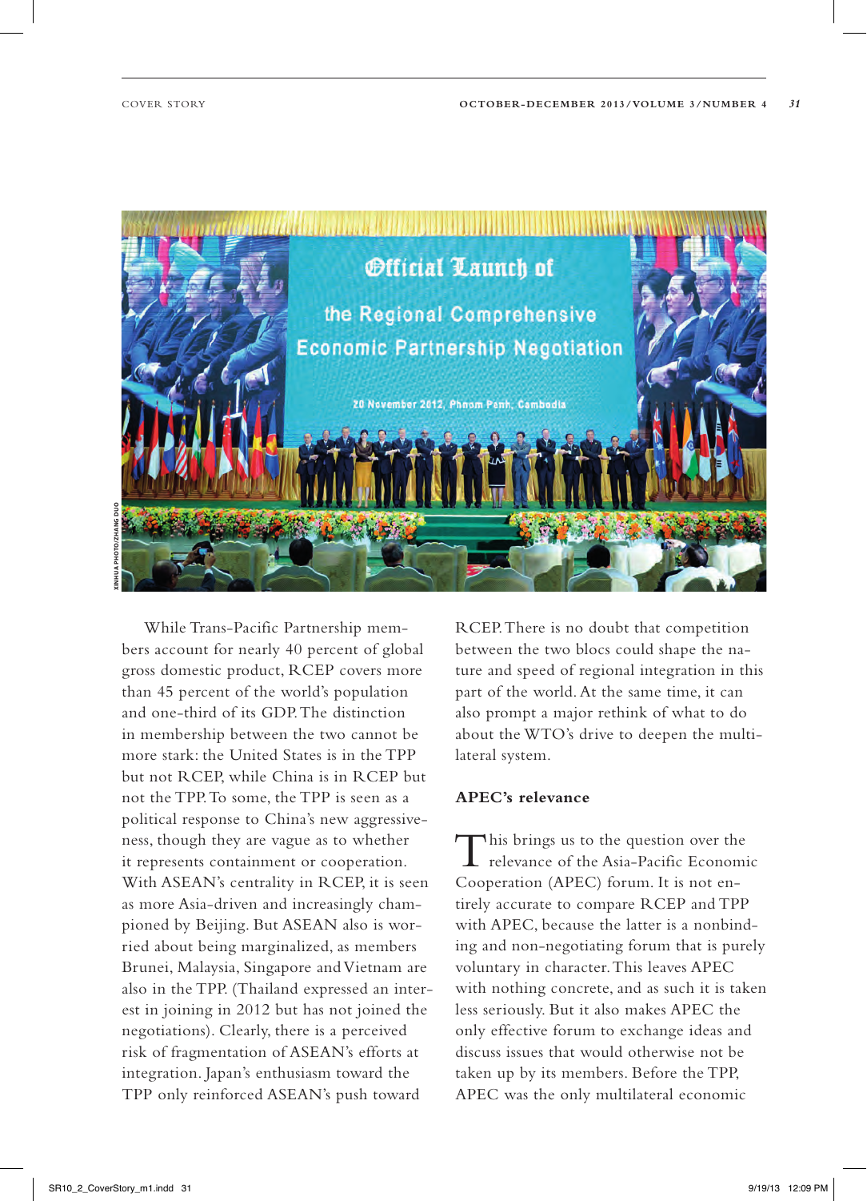XINHUA PHOTO/ZHANG DUO

While Trans-Pacific Partnership members account for nearly 40 percent of global gross domestic product, RCEP covers more than 45 percent of the world's population and one-third of its GDP. The distinction in membership between the two cannot be more stark: the United States is in the TPP but not RCEP, while China is in RCEP but not the TPP. To some, the TPP is seen as a political response to China's new aggressiveness, though they are vague as to whether it represents containment or cooperation. With ASEAN's centrality in RCEP, it is seen as more Asia-driven and increasingly championed by Beijing. But ASEAN also is worried about being marginalized, as members Brunei, Malaysia, Singapore and Vietnam are also in the TPP. (Thailand expressed an interest in joining in 2012 but has not joined the negotiations). Clearly, there is a perceived risk of fragmentation of ASEAN's efforts at integration. Japan's enthusiasm toward the TPP only reinforced ASEAN's push toward RCEP. There is no doubt that competition between the two blocs could shape the nature and speed of regional integration in this part of the world. At the same time, it can also prompt a major rethink of what to do about the WTO's drive to deepen the multilateral system.

### APEC's relevance

This brings us to the question over the relevance of the Asia-Pacific Economic Cooperation (APEC) forum. It is not entirely accurate to compare RCEP and TPP with APEC, because the latter is a nonbinding and non-negotiating forum that is purely voluntary in character. This leaves APEC with nothing concrete, and as such it is taken less seriously. But it also makes APEC the only effective forum to exchange ideas and discuss issues that would otherwise not be taken up by its members. Before the TPP, APEC was the only multilateral economic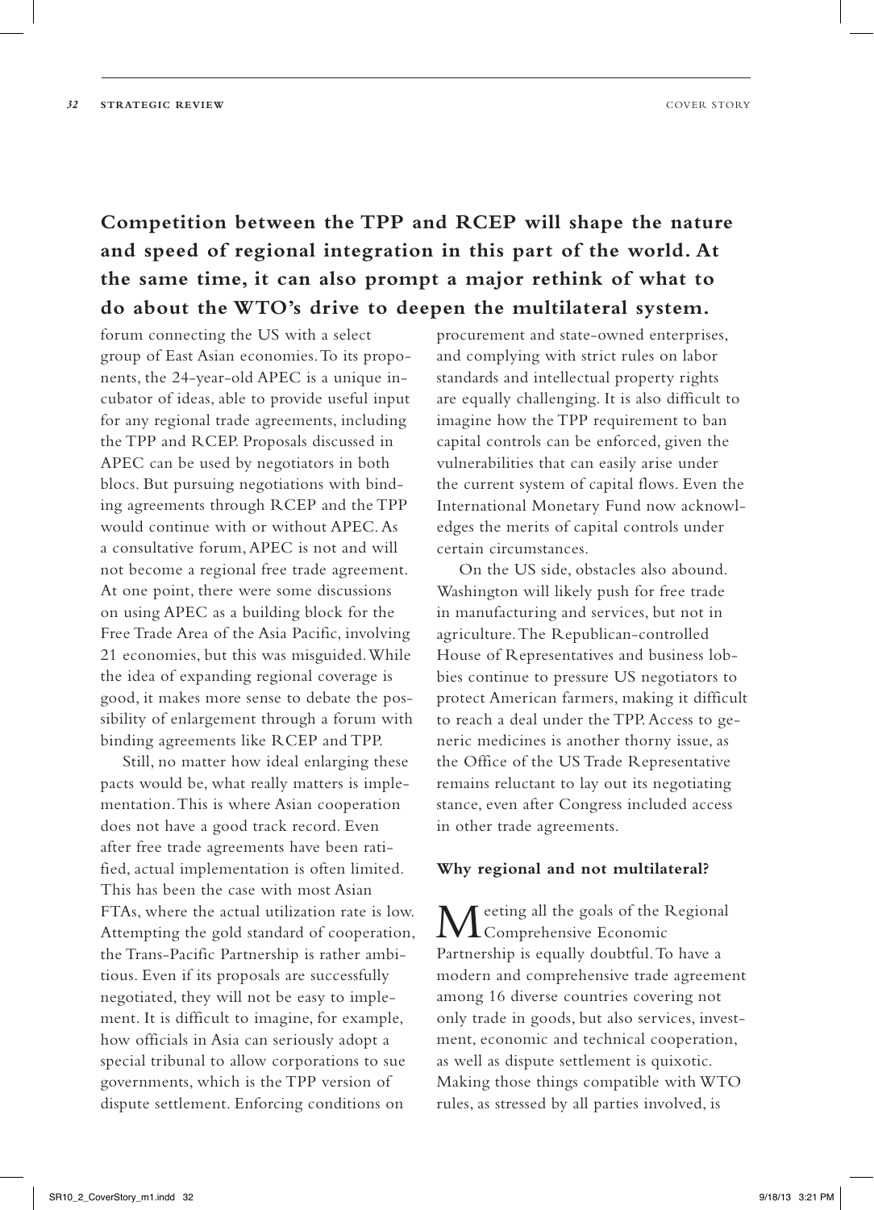**Competition between the TPP and RCEP will shape the nature and speed of regional integration in this part of the world. At the same time, it can also prompt a major rethink of what to do about the WTO's drive to deepen the multilateral system.**

forum connecting the US with a select group of East Asian economies. To its proponents, the 24-year-old APEC is a unique incubator of ideas, able to provide useful input for any regional trade agreements, including the TPP and RCEP. Proposals discussed in APEC can be used by negotiators in both blocs. But pursuing negotiations with binding agreements through RCEP and the TPP would continue with or without APEC. As a consultative forum, APEC is not and will not become a regional free trade agreement. At one point, there were some discussions on using APEC as a building block for the Free Trade Area of the Asia Pacific, involving 21 economies, but this was misguided. While the idea of expanding regional coverage is good, it makes more sense to debate the possibility of enlargement through a forum with binding agreements like RCEP and TPP.

Still, no matter how ideal enlarging these pacts would be, what really matters is implementation. This is where Asian cooperation does not have a good track record. Even after free trade agreements have been ratified, actual implementation is often limited. This has been the case with most Asian FTAs, where the actual utilization rate is low. Attempting the gold standard of cooperation, the Trans-Pacific Partnership is rather ambitious. Even if its proposals are successfully negotiated, they will not be easy to implement. It is difficult to imagine, for example, how officials in Asia can seriously adopt a special tribunal to allow corporations to sue governments, which is the TPP version of dispute settlement. Enforcing conditions on procurement and state-owned enterprises, and complying with strict rules on labor standards and intellectual property rights are equally challenging. It is also difficult to imagine how the TPP requirement to ban capital controls can be enforced, given the vulnerabilities that can easily arise under the current system of capital flows. Even the International Monetary Fund now acknowledges the merits of capital controls under certain circumstances.

On the US side, obstacles also abound. Washington will likely push for free trade in manufacturing and services, but not in agriculture. The Republican-controlled House of Representatives and business lobbies continue to pressure US negotiators to protect American farmers, making it difficult to reach a deal under the TPP. Access to generic medicines is another thorny issue, as the Office of the US Trade Representative remains reluctant to lay out its negotiating stance, even after Congress included access in other trade agreements.

### Why regional and not multilateral?

Meeting all the goals of the Regional Comprehensive Economic Partnership is equally doubtful. To have a modern and comprehensive trade agreement among 16 diverse countries covering not only trade in goods, but also services, investment, economic and technical cooperation, as well as dispute settlement is quixotic. Making those things compatible with WTO rules, as stressed by all parties involved, is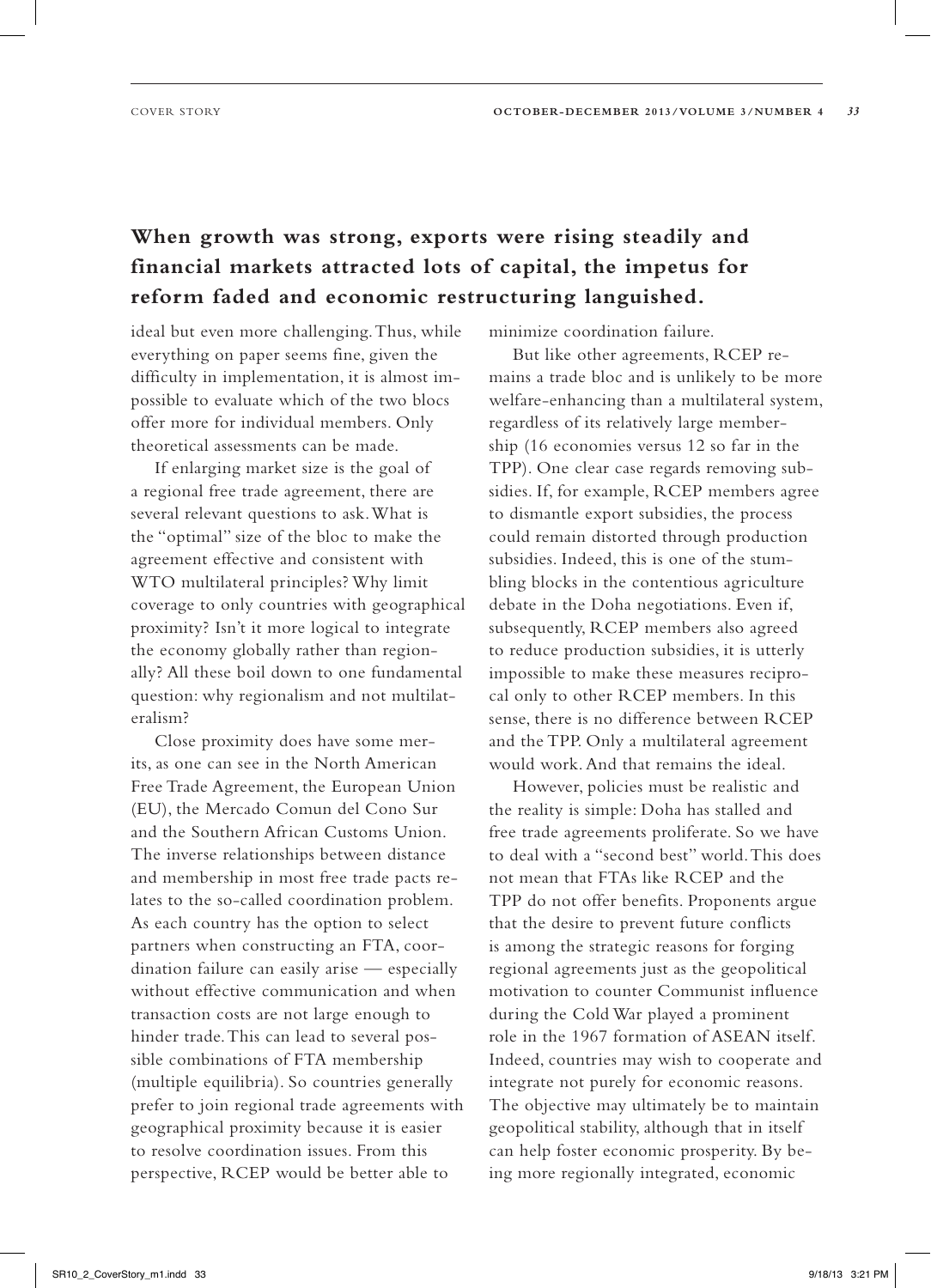**When growth was strong, exports were rising steadily and financial markets attracted lots of capital, the impetus for reform faded and economic restructuring languished.**

ideal but even more challenging. Thus, while everything on paper seems fine, given the difficulty in implementation, it is almost impossible to evaluate which of the two blocs offer more for individual members. Only theoretical assessments can be made.

If enlarging market size is the goal of a regional free trade agreement, there are several relevant questions to ask. What is the "optimal" size of the bloc to make the agreement effective and consistent with WTO multilateral principles? Why limit coverage to only countries with geographical proximity? Isn't it more logical to integrate the economy globally rather than regionally? All these boil down to one fundamental question: why regionalism and not multilateralism?

Close proximity does have some merits, as one can see in the North American Free Trade Agreement, the European Union (EU), the Mercado Comun del Cono Sur and the Southern African Customs Union. The inverse relationships between distance and membership in most free trade pacts relates to the so-called coordination problem. As each country has the option to select partners when constructing an FTA, coordination failure can easily arise — especially without effective communication and when transaction costs are not large enough to hinder trade. This can lead to several possible combinations of FTA membership (multiple equilibria). So countries generally prefer to join regional trade agreements with geographical proximity because it is easier to resolve coordination issues. From this perspective, RCEP would be better able to minimize coordination failure.

But like other agreements, RCEP remains a trade bloc and is unlikely to be more welfare-enhancing than a multilateral system, regardless of its relatively large membership (16 economies versus 12 so far in the TPP). One clear case regards removing subsidies. If, for example, RCEP members agree to dismantle export subsidies, the process could remain distorted through production subsidies. Indeed, this is one of the stumbling blocks in the contentious agriculture debate in the Doha negotiations. Even if, subsequently, RCEP members also agreed to reduce production subsidies, it is utterly impossible to make these measures reciprocal only to other RCEP members. In this sense, there is no difference between RCEP and the TPP. Only a multilateral agreement would work. And that remains the ideal.

However, policies must be realistic and the reality is simple: Doha has stalled and free trade agreements proliferate. So we have to deal with a "second best" world. This does not mean that FTAs like RCEP and the TPP do not offer benefits. Proponents argue that the desire to prevent future conflicts is among the strategic reasons for forging regional agreements just as the geopolitical motivation to counter Communist influence during the Cold War played a prominent role in the 1967 formation of ASEAN itself. Indeed, countries may wish to cooperate and integrate not purely for economic reasons. The objective may ultimately be to maintain geopolitical stability, although that in itself can help foster economic prosperity. By being more regionally integrated, economic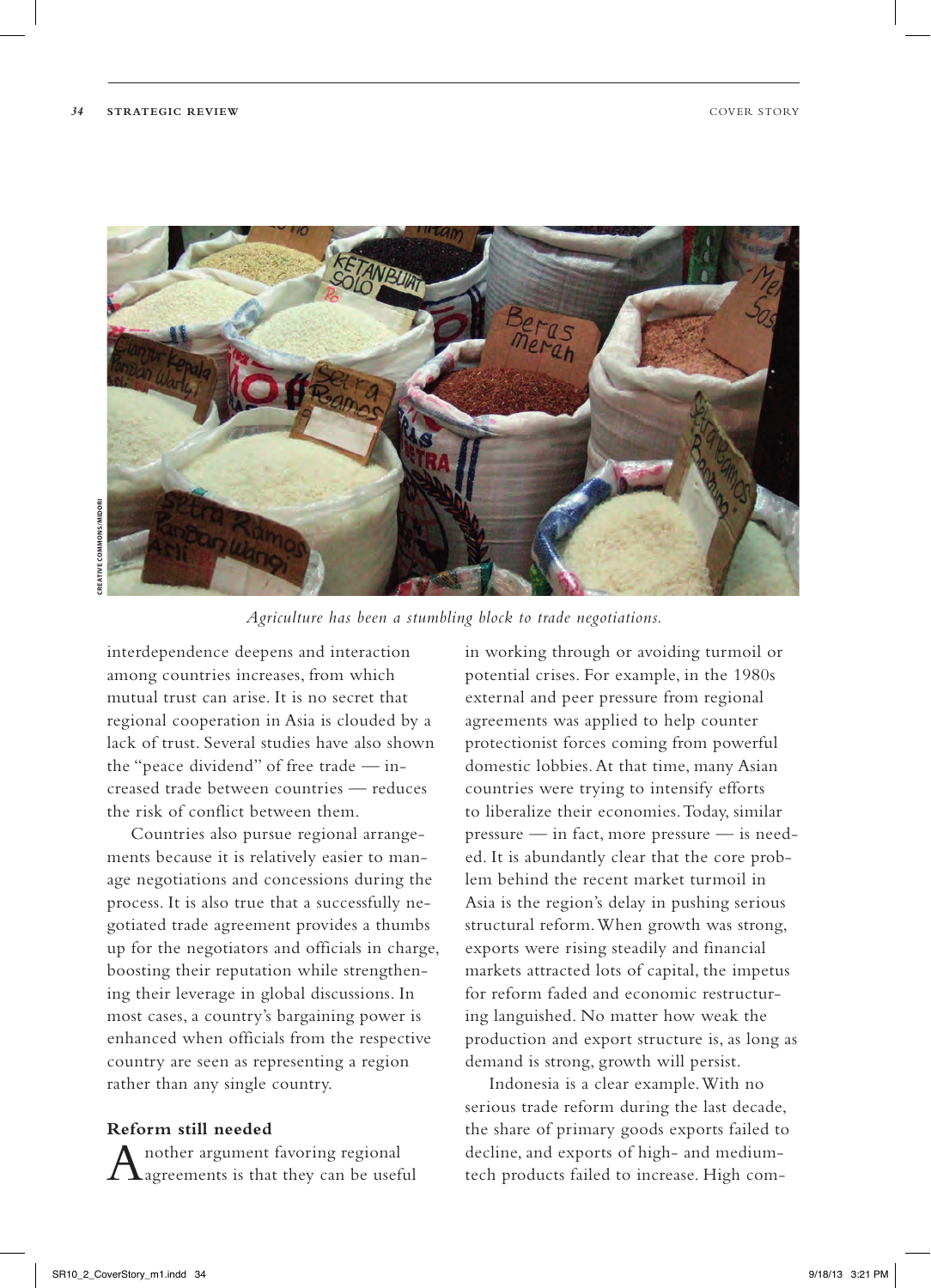*Agriculture has been a stumbling block to trade negotiations.*

interdependence deepens and interaction among countries increases, from which mutual trust can arise. It is no secret that regional cooperation in Asia is clouded by a lack of trust. Several studies have also shown the "peace dividend" of free trade — increased trade between countries — reduces the risk of conflict between them.

Countries also pursue regional arrangements because it is relatively easier to manage negotiations and concessions during the process. It is also true that a successfully negotiated trade agreement provides a thumbs up for the negotiators and officials in charge, boosting their reputation while strengthening their leverage in global discussions. In most cases, a country's bargaining power is enhanced when officials from the respective country are seen as representing a region rather than any single country.

## Reform still needed

Another argument favoring regional agreements is that they can be useful in working through or avoiding turmoil or potential crises. For example, in the 1980s external and peer pressure from regional agreements was applied to help counter protectionist forces coming from powerful domestic lobbies. At that time, many Asian countries were trying to intensify efforts to liberalize their economies. Today, similar pressure — in fact, more pressure — is needed. It is abundantly clear that the core problem behind the recent market turmoil in Asia is the region's delay in pushing serious structural reform. When growth was strong, exports were rising steadily and financial markets attracted lots of capital, the impetus for reform faded and economic restructuring languished. No matter how weak the production and export structure is, as long as demand is strong, growth will persist.

Indonesia is a clear example. With no serious trade reform during the last decade, the share of primary goods exports failed to decline, and exports of high- and medium-tech products failed to increase. High com-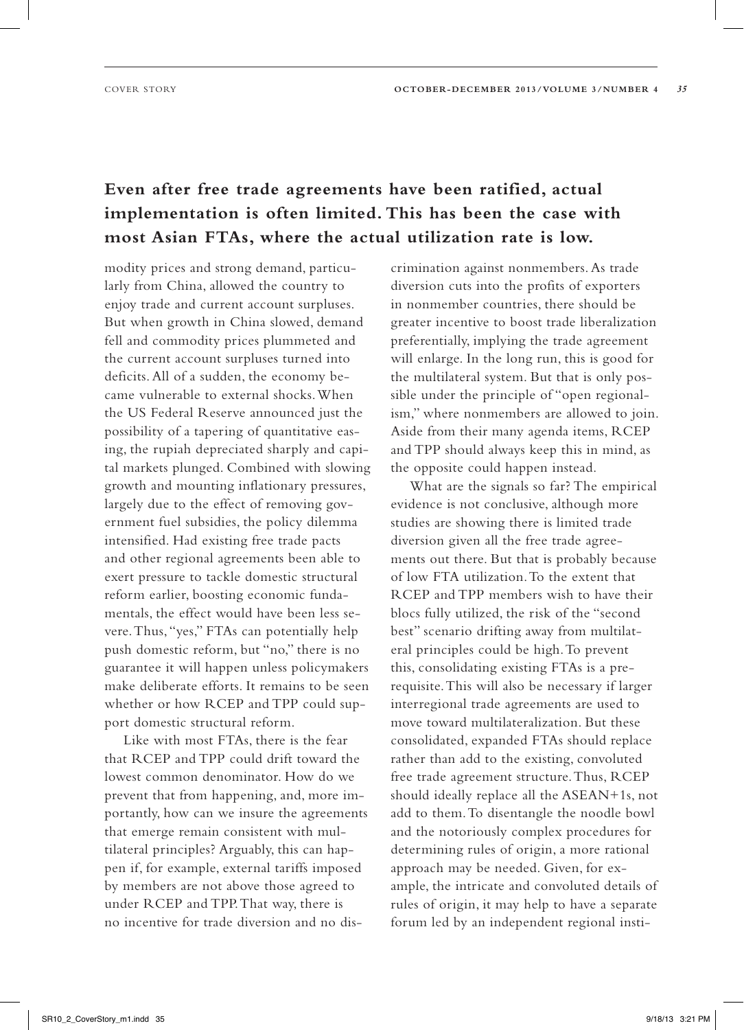**Even after free trade agreements have been ratified, actual implementation is often limited. This has been the case with most Asian FTAs, where the actual utilization rate is low.**

modity prices and strong demand, particularly from China, allowed the country to enjoy trade and current account surpluses. But when growth in China slowed, demand fell and commodity prices plummeted and the current account surpluses turned into deficits. All of a sudden, the economy became vulnerable to external shocks. When the US Federal Reserve announced just the possibility of a tapering of quantitative easing, the rupiah depreciated sharply and capital markets plunged. Combined with slowing growth and mounting inflationary pressures, largely due to the effect of removing government fuel subsidies, the policy dilemma intensified. Had existing free trade pacts and other regional agreements been able to exert pressure to tackle domestic structural reform earlier, boosting economic fundamentals, the effect would have been less severe. Thus, "yes," FTAs can potentially help push domestic reform, but "no," there is no guarantee it will happen unless policymakers make deliberate efforts. It remains to be seen whether or how RCEP and TPP could support domestic structural reform.

Like with most FTAs, there is the fear that RCEP and TPP could drift toward the lowest common denominator. How do we prevent that from happening, and, more importantly, how can we insure the agreements that emerge remain consistent with multilateral principles? Arguably, this can happen if, for example, external tariffs imposed by members are not above those agreed to under RCEP and TPP. That way, there is no incentive for trade diversion and no discrimination against nonmembers. As trade diversion cuts into the profits of exporters in nonmember countries, there should be greater incentive to boost trade liberalization preferentially, implying the trade agreement will enlarge. In the long run, this is good for the multilateral system. But that is only possible under the principle of "open regionalism," where nonmembers are allowed to join. Aside from their many agenda items, RCEP and TPP should always keep this in mind, as the opposite could happen instead.

What are the signals so far? The empirical evidence is not conclusive, although more studies are showing there is limited trade diversion given all the free trade agreements out there. But that is probably because of low FTA utilization. To the extent that RCEP and TPP members wish to have their blocs fully utilized, the risk of the "second best" scenario drifting away from multilateral principles could be high. To prevent this, consolidating existing FTAs is a prerequisite. This will also be necessary if larger interregional trade agreements are used to move toward multilateralization. But these consolidated, expanded FTAs should replace rather than add to the existing, convoluted free trade agreement structure. Thus, RCEP should ideally replace all the ASEAN+1s, not add to them. To disentangle the noodle bowl and the notoriously complex procedures for determining rules of origin, a more rational approach may be needed. Given, for example, the intricate and convoluted details of rules of origin, it may help to have a separate forum led by an independent regional insti-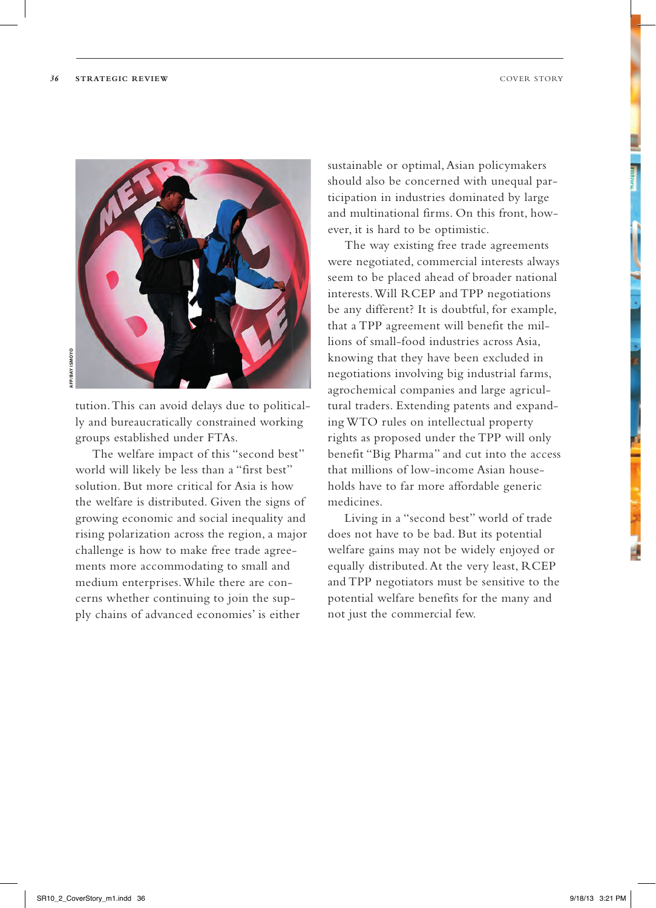tution. This can avoid delays due to politically and bureaucratically constrained working groups established under FTAs.

The welfare impact of this "second best" world will likely be less than a "first best" solution. But more critical for Asia is how the welfare is distributed. Given the signs of growing economic and social inequality and rising polarization across the region, a major challenge is how to make free trade agreements more accommodating to small and medium enterprises. While there are concerns whether continuing to join the supply chains of advanced economies' is either sustainable or optimal, Asian policymakers should also be concerned with unequal participation in industries dominated by large and multinational firms. On this front, however, it is hard to be optimistic.

The way existing free trade agreements were negotiated, commercial interests always seem to be placed ahead of broader national interests. Will RCEP and TPP negotiations be any different? It is doubtful, for example, that a TPP agreement will benefit the millions of small-food industries across Asia, knowing that they have been excluded in negotiations involving big industrial farms, agrochemical companies and large agricultural traders. Extending patents and expanding WTO rules on intellectual property rights as proposed under the TPP will only benefit "Big Pharma" and cut into the access that millions of low-income Asian households have to far more affordable generic medicines.

Living in a "second best" world of trade does not have to be bad. But its potential welfare gains may not be widely enjoyed or equally distributed. At the very least, RCEP and TPP negotiators must be sensitive to the potential welfare benefits for the many and not just the commercial few.